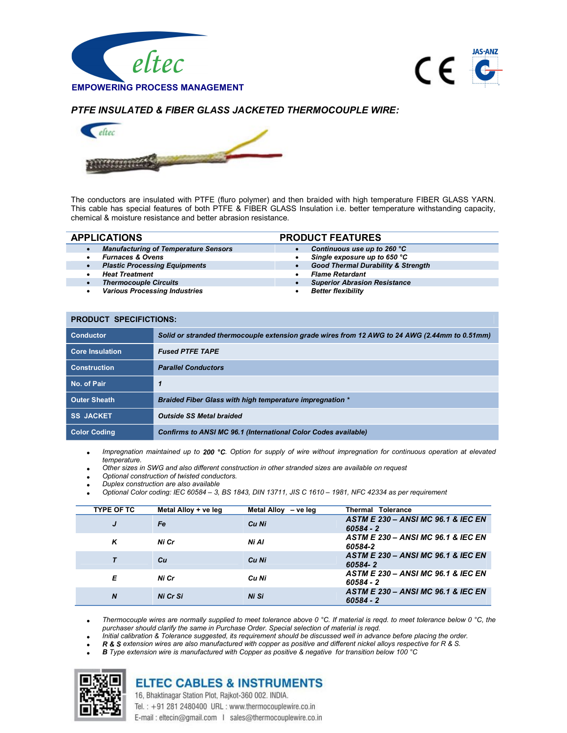eltec

EMPOWERING PROCESS MANAGEMENT

## *PTFE INSULATED & FIBER GLASS JACKETED THERMOCOUPLE WIRE:*

The conductors are insulated with PTFE (fluro polymer) and then braided with high temperature FIBER GLASS YARN. This cable has special features of both PTFE & FIBER GLASS Insulation i.e. better temperature withstanding capacity, chemical & moisture resistance and better abrasion resistance.

### APPLICATIONS

- ***Manufacturing of Temperature Sensors***
- ***Furnaces & Ovens***
- ***Plastic Processing Equipments***
- ***Heat Treatment***
- ***Thermocouple Circuits***
- ***Various Processing Industries***

### PRODUCT FEATURES

- ***Continuous use up to 260 °C***
- ***Single exposure up to 650 °C***
- ***Good Thermal Durability & Strength***
- ***Flame Retardant***
- ***Superior Abrasion Resistance***
- ***Better flexibility***

### PRODUCT SPECIFICTIONS:

| | |
|---|---|
| **Conductor** | ***Solid or stranded thermocouple extension grade wires from 12 AWG to 24 AWG (2.44mm to 0.51mm)*** |
| **Core Insulation** | ***Fused PTFE TAPE*** |
| **Construction** | ***Parallel Conductors*** |
| **No. of Pair** | ***1*** |
| **Outer Sheath** | ***Braided Fiber Glass with high temperature impregnation **** |
| **SS JACKET** | ***Outside SS Metal braided*** |
| **Color Coding** | ***Confirms to ANSI MC 96.1 (International Color Codes available)*** |

- *Impregnation maintained up to **200 °C**. Option for supply of wire without impregnation for continuous operation at elevated temperature.*
- *Other sizes in SWG and also different construction in other stranded sizes are available on request*
- *Optional construction of twisted conductors.*
- *Duplex construction are also available*
- *Optional Color coding: IEC 60584 – 3, BS 1843, DIN 13711, JIS C 1610 – 1981, NFC 42334 as per requirement*

| TYPE OF TC | Metal Alloy + ve leg | Metal Alloy – ve leg | Thermal Tolerance |
|---|---|---|---|
| ***J*** | ***Fe*** | ***Cu Ni*** | ***ASTM E 230 – ANSI MC 96.1 & IEC EN 60584 - 2*** |
| ***K*** | ***Ni Cr*** | ***Ni Al*** | ***ASTM E 230 – ANSI MC 96.1 & IEC EN 60584-2*** |
| ***T*** | ***Cu*** | ***Cu Ni*** | ***ASTM E 230 – ANSI MC 96.1 & IEC EN 60584- 2*** |
| ***E*** | ***Ni Cr*** | ***Cu Ni*** | ***ASTM E 230 – ANSI MC 96.1 & IEC EN 60584 - 2*** |
| ***N*** | ***Ni Cr Si*** | ***Ni Si*** | ***ASTM E 230 – ANSI MC 96.1 & IEC EN 60584 - 2*** |

- *Thermocouple wires are normally supplied to meet tolerance above 0 °C. If material is reqd. to meet tolerance below 0 °C, the purchaser should clarify the same in Purchase Order. Special selection of material is reqd.*
- *Initial calibration & Tolerance suggested, its requirement should be discussed well in advance before placing the order.*
- ***R & S** extension wires are also manufactured with copper as positive and different nickel alloys respective for R & S.*
- ***B** Type extension wire is manufactured with Copper as positive & negative for transition below 100 °C*

**ELTEC CABLES & INSTRUMENTS**

16, Bhaktinagar Station Plot, Rajkot-360 002. INDIA.

Tel. : +91 281 2480400 URL : www.thermocouplewire.co.in

E-mail : eltecin@gmail.com | sales@thermocouplewire.co.in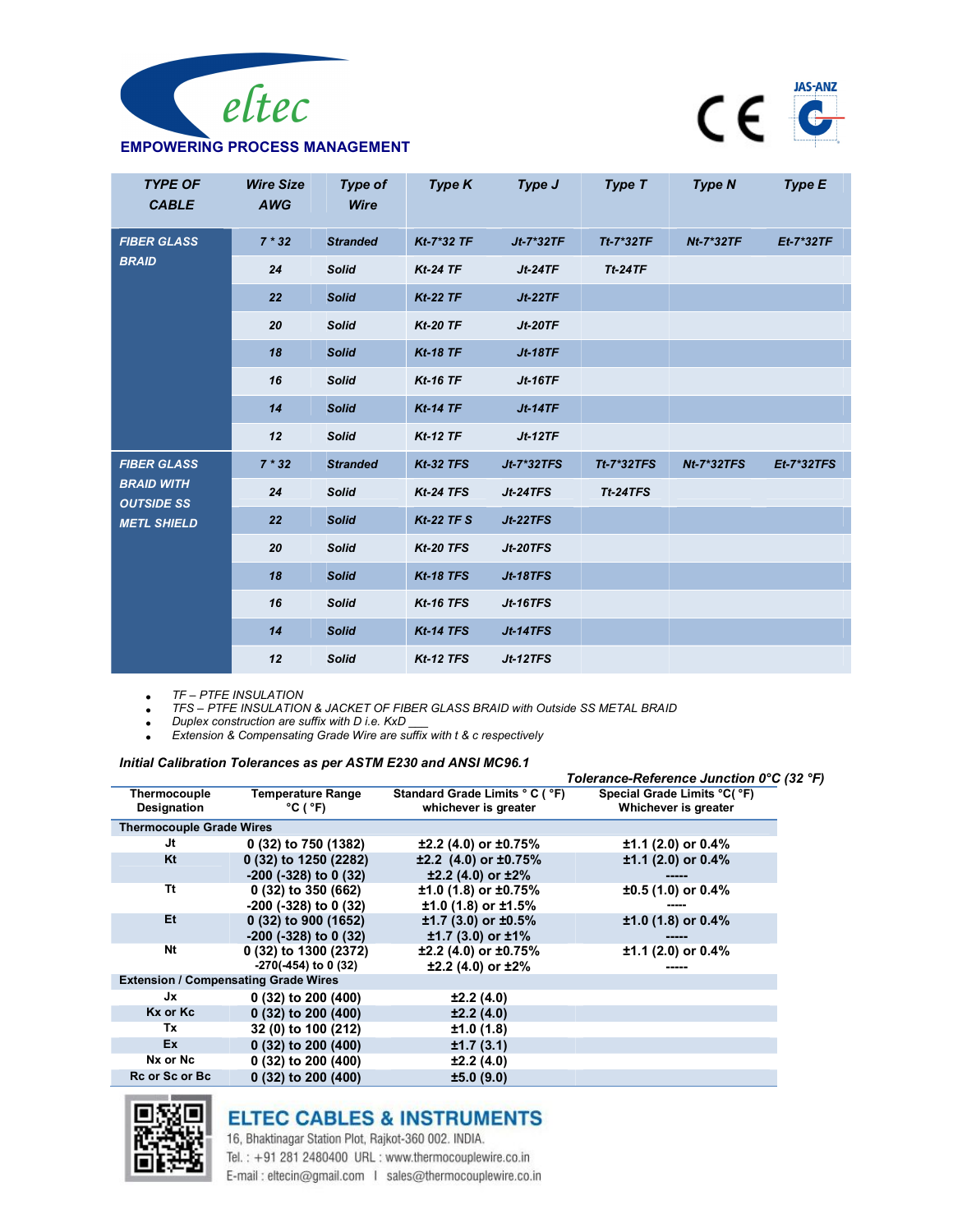eltec

**EMPOWERING PROCESS MANAGEMENT**

| TYPE OF CABLE | Wire Size AWG | Type of Wire | Type K | Type J | Type T | Type N | Type E |
|---|---|---|---|---|---|---|---|
| FIBER GLASS BRAID | 7 * 32 | Stranded | Kt-7*32 TF | Jt-7*32TF | Tt-7*32TF | Nt-7*32TF | Et-7*32TF |
| | 24 | Solid | Kt-24 TF | Jt-24TF | Tt-24TF | | |
| | 22 | Solid | Kt-22 TF | Jt-22TF | | | |
| | 20 | Solid | Kt-20 TF | Jt-20TF | | | |
| | 18 | Solid | Kt-18 TF | Jt-18TF | | | |
| | 16 | Solid | Kt-16 TF | Jt-16TF | | | |
| | 14 | Solid | Kt-14 TF | Jt-14TF | | | |
| | 12 | Solid | Kt-12 TF | Jt-12TF | | | |
| FIBER GLASS BRAID WITH OUTSIDE SS METL SHIELD | 7 * 32 | Stranded | Kt-32 TFS | Jt-7*32TFS | Tt-7*32TFS | Nt-7*32TFS | Et-7*32TFS |
| | 24 | Solid | Kt-24 TFS | Jt-24TFS | Tt-24TFS | | |
| | 22 | Solid | Kt-22 TF S | Jt-22TFS | | | |
| | 20 | Solid | Kt-20 TFS | Jt-20TFS | | | |
| | 18 | Solid | Kt-18 TFS | Jt-18TFS | | | |
| | 16 | Solid | Kt-16 TFS | Jt-16TFS | | | |
| | 14 | Solid | Kt-14 TFS | Jt-14TFS | | | |
| | 12 | Solid | Kt-12 TFS | Jt-12TFS | | | |

- *TF – PTFE INSULATION*
- *TFS – PTFE INSULATION & JACKET OF FIBER GLASS BRAID with Outside SS METAL BRAID*
- *Duplex construction are suffix with D i.e. KxD ___*
- *Extension & Compensating Grade Wire are suffix with t & c respectively*

***Initial Calibration Tolerances as per ASTM E230 and ANSI MC96.1***

***Tolerance-Reference Junction 0°C (32 °F)***

| Thermocouple Designation | Temperature Range °C ( °F) | Standard Grade Limits ° C ( °F) whichever is greater | Special Grade Limits °C( °F) Whichever is greater |
|---|---|---|---|
| **Thermocouple Grade Wires** | | | |
| Jt | 0 (32) to 750 (1382) | ±2.2 (4.0) or ±0.75% | ±1.1 (2.0) or 0.4% |
| Kt | 0 (32) to 1250 (2282) | ±2.2 (4.0) or ±0.75% | ±1.1 (2.0) or 0.4% |
| | -200 (-328) to 0 (32) | ±2.2 (4.0) or ±2% | ----- |
| Tt | 0 (32) to 350 (662) | ±1.0 (1.8) or ±0.75% | ±0.5 (1.0) or 0.4% |
| | -200 (-328) to 0 (32) | ±1.0 (1.8) or ±1.5% | ----- |
| Et | 0 (32) to 900 (1652) | ±1.7 (3.0) or ±0.5% | ±1.0 (1.8) or 0.4% |
| | -200 (-328) to 0 (32) | ±1.7 (3.0) or ±1% | ----- |
| Nt | 0 (32) to 1300 (2372) | ±2.2 (4.0) or ±0.75% | ±1.1 (2.0) or 0.4% |
| | -270(-454) to 0 (32) | ±2.2 (4.0) or ±2% | ----- |
| **Extension / Compensating Grade Wires** | | | |
| Jx | 0 (32) to 200 (400) | ±2.2 (4.0) | |
| Kx or Kc | 0 (32) to 200 (400) | ±2.2 (4.0) | |
| Tx | 32 (0) to 100 (212) | ±1.0 (1.8) | |
| Ex | 0 (32) to 200 (400) | ±1.7 (3.1) | |
| Nx or Nc | 0 (32) to 200 (400) | ±2.2 (4.0) | |
| Rc or Sc or Bc | 0 (32) to 200 (400) | ±5.0 (9.0) | |

**ELTEC CABLES & INSTRUMENTS**

16, Bhaktinagar Station Plot, Rajkot-360 002. INDIA.

Tel. : +91 281 2480400 URL : www.thermocouplewire.co.in

E-mail : eltecin@gmail.com | sales@thermocouplewire.co.in